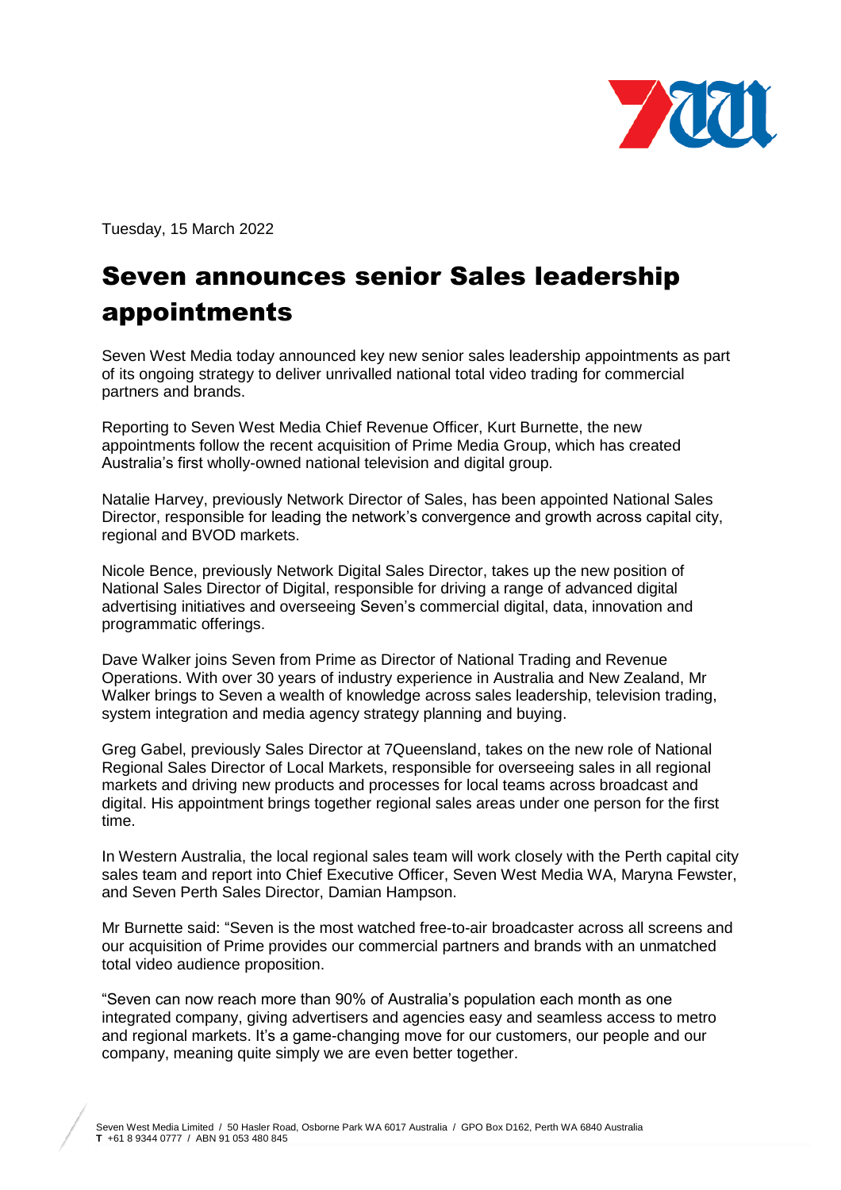Tuesday, 15 March 2022

# Seven announces senior Sales leadership appointments

Seven West Media today announced key new senior sales leadership appointments as part of its ongoing strategy to deliver unrivalled national total video trading for commercial partners and brands.

Reporting to Seven West Media Chief Revenue Officer, Kurt Burnette, the new appointments follow the recent acquisition of Prime Media Group, which has created Australia's first wholly-owned national television and digital group.

Natalie Harvey, previously Network Director of Sales, has been appointed National Sales Director, responsible for leading the network's convergence and growth across capital city, regional and BVOD markets.

Nicole Bence, previously Network Digital Sales Director, takes up the new position of National Sales Director of Digital, responsible for driving a range of advanced digital advertising initiatives and overseeing Seven's commercial digital, data, innovation and programmatic offerings.

Dave Walker joins Seven from Prime as Director of National Trading and Revenue Operations. With over 30 years of industry experience in Australia and New Zealand, Mr Walker brings to Seven a wealth of knowledge across sales leadership, television trading, system integration and media agency strategy planning and buying.

Greg Gabel, previously Sales Director at 7Queensland, takes on the new role of National Regional Sales Director of Local Markets, responsible for overseeing sales in all regional markets and driving new products and processes for local teams across broadcast and digital. His appointment brings together regional sales areas under one person for the first time.

In Western Australia, the local regional sales team will work closely with the Perth capital city sales team and report into Chief Executive Officer, Seven West Media WA, Maryna Fewster, and Seven Perth Sales Director, Damian Hampson.

Mr Burnette said: "Seven is the most watched free-to-air broadcaster across all screens and our acquisition of Prime provides our commercial partners and brands with an unmatched total video audience proposition.

"Seven can now reach more than 90% of Australia's population each month as one integrated company, giving advertisers and agencies easy and seamless access to metro and regional markets. It's a game-changing move for our customers, our people and our company, meaning quite simply we are even better together.

Seven West Media Limited / 50 Hasler Road, Osborne Park WA 6017 Australia / GPO Box D162, Perth WA 6840 Australia
**T** +61 8 9344 0777 / ABN 91 053 480 845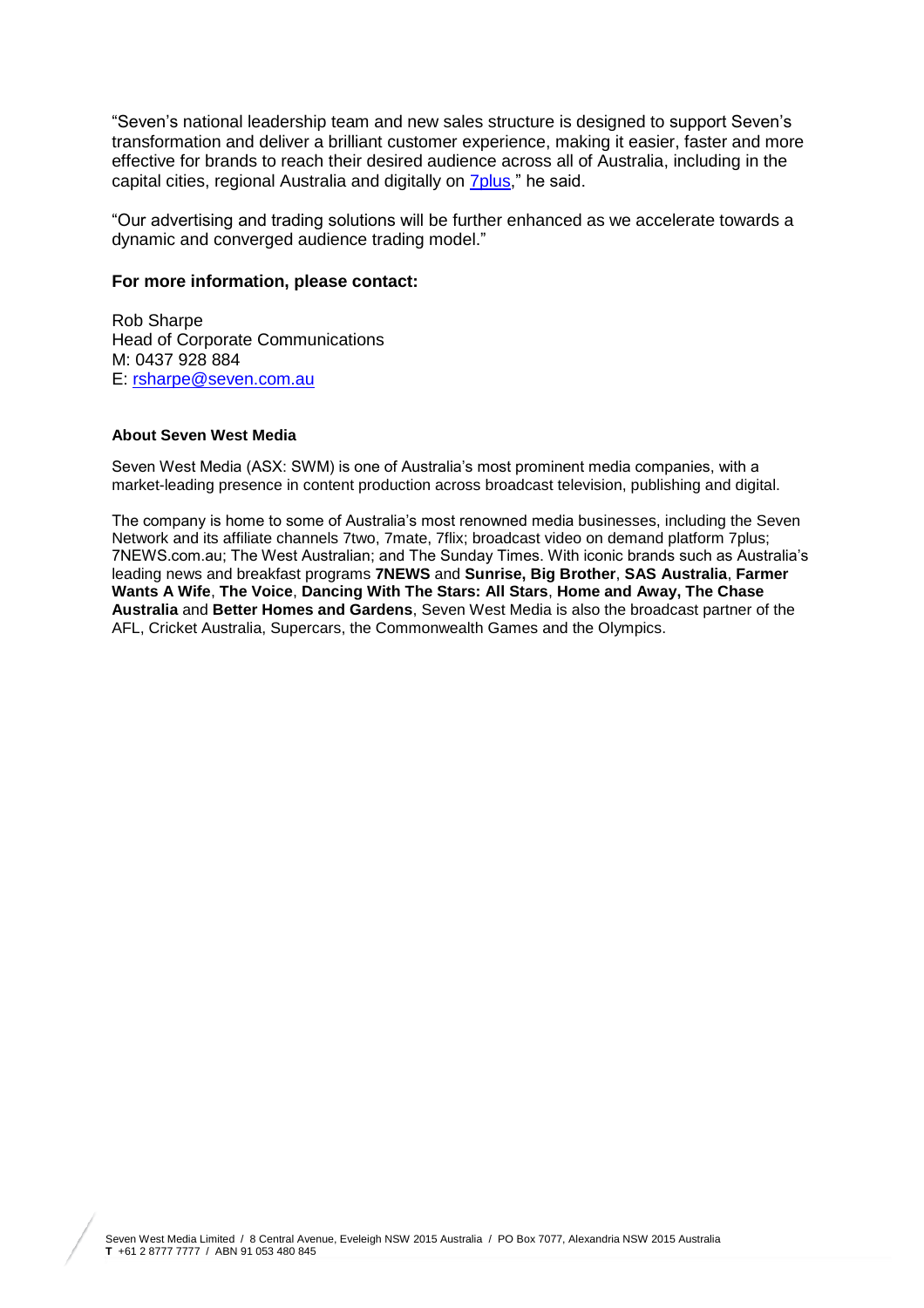"Seven's national leadership team and new sales structure is designed to support Seven's transformation and deliver a brilliant customer experience, making it easier, faster and more effective for brands to reach their desired audience across all of Australia, including in the capital cities, regional Australia and digitally on [7plus](7plus)," he said.

"Our advertising and trading solutions will be further enhanced as we accelerate towards a dynamic and converged audience trading model."

**For more information, please contact:**

Rob Sharpe
Head of Corporate Communications
M: 0437 928 884
E: rsharpe@seven.com.au

**About Seven West Media**

Seven West Media (ASX: SWM) is one of Australia's most prominent media companies, with a market-leading presence in content production across broadcast television, publishing and digital.

The company is home to some of Australia's most renowned media businesses, including the Seven Network and its affiliate channels 7two, 7mate, 7flix; broadcast video on demand platform 7plus; 7NEWS.com.au; The West Australian; and The Sunday Times. With iconic brands such as Australia's leading news and breakfast programs **7NEWS** and **Sunrise, Big Brother**, **SAS Australia**, **Farmer Wants A Wife**, **The Voice**, **Dancing With The Stars: All Stars**, **Home and Away, The Chase Australia** and **Better Homes and Gardens**, Seven West Media is also the broadcast partner of the AFL, Cricket Australia, Supercars, the Commonwealth Games and the Olympics.

Seven West Media Limited / 8 Central Avenue, Eveleigh NSW 2015 Australia / PO Box 7077, Alexandria NSW 2015 Australia
**T** +61 2 8777 7777 / ABN 91 053 480 845